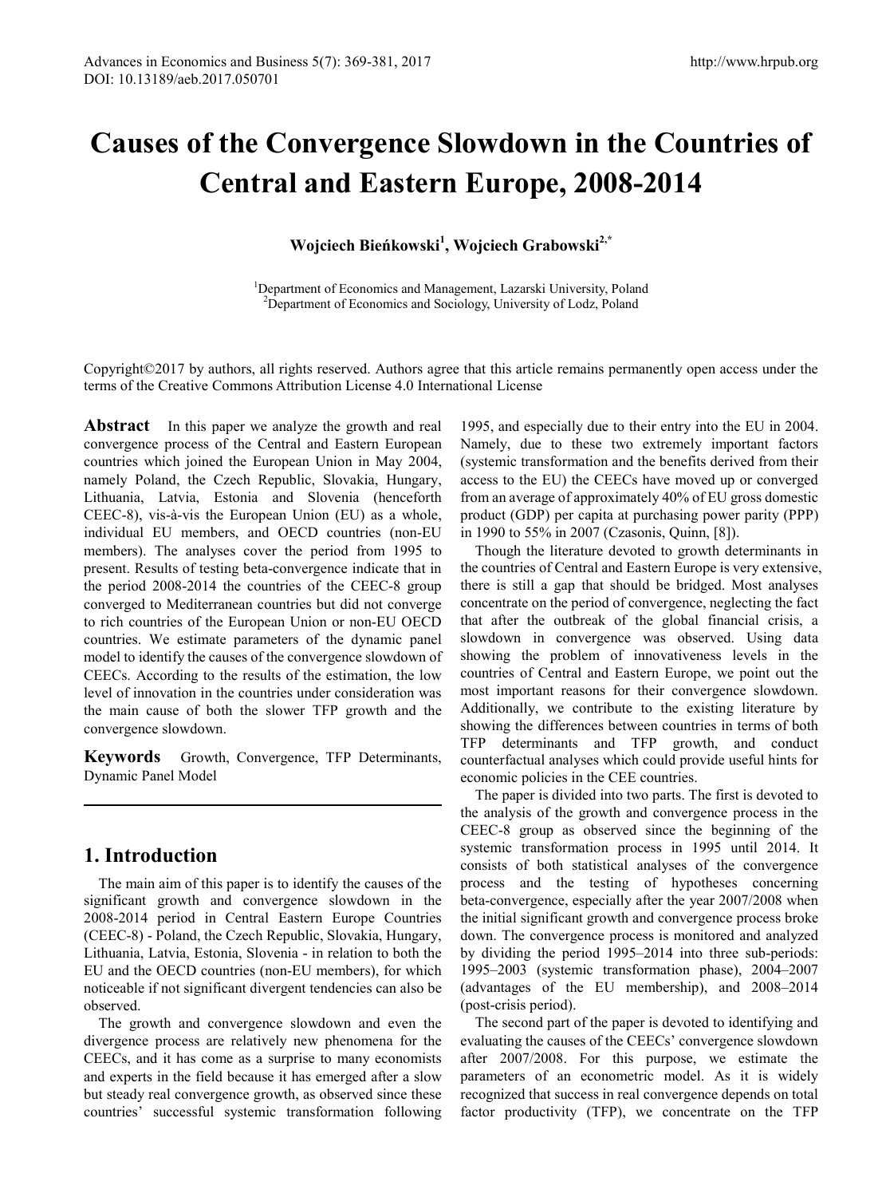# Causes of the Convergence Slowdown in the Countries of Central and Eastern Europe, 2008-2014

**Wojciech Bieńkowski[1], Wojciech Grabowski[2,*]**

[1]Department of Economics and Management, Lazarski University, Poland
[2]Department of Economics and Sociology, University of Lodz, Poland

Copyright©2017 by authors, all rights reserved. Authors agree that this article remains permanently open access under the terms of the Creative Commons Attribution License 4.0 International License

**Abstract** In this paper we analyze the growth and real convergence process of the Central and Eastern European countries which joined the European Union in May 2004, namely Poland, the Czech Republic, Slovakia, Hungary, Lithuania, Latvia, Estonia and Slovenia (henceforth CEEC-8), vis-à-vis the European Union (EU) as a whole, individual EU members, and OECD countries (non-EU members). The analyses cover the period from 1995 to present. Results of testing beta-convergence indicate that in the period 2008-2014 the countries of the CEEC-8 group converged to Mediterranean countries but did not converge to rich countries of the European Union or non-EU OECD countries. We estimate parameters of the dynamic panel model to identify the causes of the convergence slowdown of CEECs. According to the results of the estimation, the low level of innovation in the countries under consideration was the main cause of both the slower TFP growth and the convergence slowdown.

**Keywords** Growth, Convergence, TFP Determinants, Dynamic Panel Model

## 1. Introduction

The main aim of this paper is to identify the causes of the significant growth and convergence slowdown in the 2008-2014 period in Central Eastern Europe Countries (CEEC-8) - Poland, the Czech Republic, Slovakia, Hungary, Lithuania, Latvia, Estonia, Slovenia - in relation to both the EU and the OECD countries (non-EU members), for which noticeable if not significant divergent tendencies can also be observed.

The growth and convergence slowdown and even the divergence process are relatively new phenomena for the CEECs, and it has come as a surprise to many economists and experts in the field because it has emerged after a slow but steady real convergence growth, as observed since these countries' successful systemic transformation following 1995, and especially due to their entry into the EU in 2004. Namely, due to these two extremely important factors (systemic transformation and the benefits derived from their access to the EU) the CEECs have moved up or converged from an average of approximately 40% of EU gross domestic product (GDP) per capita at purchasing power parity (PPP) in 1990 to 55% in 2007 (Czasonis, Quinn, [8]).

Though the literature devoted to growth determinants in the countries of Central and Eastern Europe is very extensive, there is still a gap that should be bridged. Most analyses concentrate on the period of convergence, neglecting the fact that after the outbreak of the global financial crisis, a slowdown in convergence was observed. Using data showing the problem of innovativeness levels in the countries of Central and Eastern Europe, we point out the most important reasons for their convergence slowdown. Additionally, we contribute to the existing literature by showing the differences between countries in terms of both TFP determinants and TFP growth, and conduct counterfactual analyses which could provide useful hints for economic policies in the CEE countries.

The paper is divided into two parts. The first is devoted to the analysis of the growth and convergence process in the CEEC-8 group as observed since the beginning of the systemic transformation process in 1995 until 2014. It consists of both statistical analyses of the convergence process and the testing of hypotheses concerning beta-convergence, especially after the year 2007/2008 when the initial significant growth and convergence process broke down. The convergence process is monitored and analyzed by dividing the period 1995–2014 into three sub-periods: 1995–2003 (systemic transformation phase), 2004–2007 (advantages of the EU membership), and 2008–2014 (post-crisis period).

The second part of the paper is devoted to identifying and evaluating the causes of the CEECs' convergence slowdown after 2007/2008. For this purpose, we estimate the parameters of an econometric model. As it is widely recognized that success in real convergence depends on total factor productivity (TFP), we concentrate on the TFP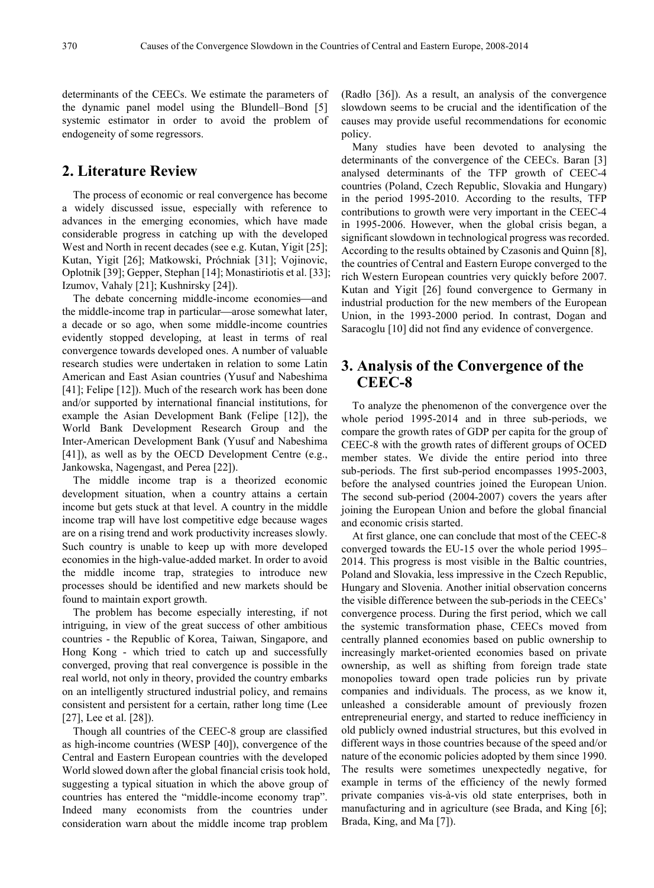determinants of the CEECs. We estimate the parameters of the dynamic panel model using the Blundell–Bond [5] systemic estimator in order to avoid the problem of endogeneity of some regressors.

## 2. Literature Review

The process of economic or real convergence has become a widely discussed issue, especially with reference to advances in the emerging economies, which have made considerable progress in catching up with the developed West and North in recent decades (see e.g. Kutan, Yigit [25]; Kutan, Yigit [26]; Matkowski, Próchniak [31]; Vojinovic, Oplotnik [39]; Gepper, Stephan [14]; Monastiriotis et al. [33]; Izumov, Vahaly [21]; Kushnirsky [24]).

The debate concerning middle-income economies—and the middle-income trap in particular—arose somewhat later, a decade or so ago, when some middle-income countries evidently stopped developing, at least in terms of real convergence towards developed ones. A number of valuable research studies were undertaken in relation to some Latin American and East Asian countries (Yusuf and Nabeshima [41]; Felipe [12]). Much of the research work has been done and/or supported by international financial institutions, for example the Asian Development Bank (Felipe [12]), the World Bank Development Research Group and the Inter-American Development Bank (Yusuf and Nabeshima [41]), as well as by the OECD Development Centre (e.g., Jankowska, Nagengast, and Perea [22]).

The middle income trap is a theorized economic development situation, when a country attains a certain income but gets stuck at that level. A country in the middle income trap will have lost competitive edge because wages are on a rising trend and work productivity increases slowly. Such country is unable to keep up with more developed economies in the high-value-added market. In order to avoid the middle income trap, strategies to introduce new processes should be identified and new markets should be found to maintain export growth.

The problem has become especially interesting, if not intriguing, in view of the great success of other ambitious countries - the Republic of Korea, Taiwan, Singapore, and Hong Kong - which tried to catch up and successfully converged, proving that real convergence is possible in the real world, not only in theory, provided the country embarks on an intelligently structured industrial policy, and remains consistent and persistent for a certain, rather long time (Lee [27], Lee et al. [28]).

Though all countries of the CEEC-8 group are classified as high-income countries (WESP [40]), convergence of the Central and Eastern European countries with the developed World slowed down after the global financial crisis took hold, suggesting a typical situation in which the above group of countries has entered the "middle-income economy trap". Indeed many economists from the countries under consideration warn about the middle income trap problem (Radło [36]). As a result, an analysis of the convergence slowdown seems to be crucial and the identification of the causes may provide useful recommendations for economic policy.

Many studies have been devoted to analysing the determinants of the convergence of the CEECs. Baran [3] analysed determinants of the TFP growth of CEEC-4 countries (Poland, Czech Republic, Slovakia and Hungary) in the period 1995-2010. According to the results, TFP contributions to growth were very important in the CEEC-4 in 1995-2006. However, when the global crisis began, a significant slowdown in technological progress was recorded. According to the results obtained by Czasonis and Quinn [8], the countries of Central and Eastern Europe converged to the rich Western European countries very quickly before 2007. Kutan and Yigit [26] found convergence to Germany in industrial production for the new members of the European Union, in the 1993-2000 period. In contrast, Dogan and Saracoglu [10] did not find any evidence of convergence.

## 3. Analysis of the Convergence of the CEEC-8

To analyze the phenomenon of the convergence over the whole period 1995-2014 and in three sub-periods, we compare the growth rates of GDP per capita for the group of CEEC-8 with the growth rates of different groups of OCED member states. We divide the entire period into three sub-periods. The first sub-period encompasses 1995-2003, before the analysed countries joined the European Union. The second sub-period (2004-2007) covers the years after joining the European Union and before the global financial and economic crisis started.

At first glance, one can conclude that most of the CEEC-8 converged towards the EU-15 over the whole period 1995–2014. This progress is most visible in the Baltic countries, Poland and Slovakia, less impressive in the Czech Republic, Hungary and Slovenia. Another initial observation concerns the visible difference between the sub-periods in the CEECs' convergence process. During the first period, which we call the systemic transformation phase, CEECs moved from centrally planned economies based on public ownership to increasingly market-oriented economies based on private ownership, as well as shifting from foreign trade state monopolies toward open trade policies run by private companies and individuals. The process, as we know it, unleashed a considerable amount of previously frozen entrepreneurial energy, and started to reduce inefficiency in old publicly owned industrial structures, but this evolved in different ways in those countries because of the speed and/or nature of the economic policies adopted by them since 1990. The results were sometimes unexpectedly negative, for example in terms of the efficiency of the newly formed private companies vis-à-vis old state enterprises, both in manufacturing and in agriculture (see Brada, and King [6]; Brada, King, and Ma [7]).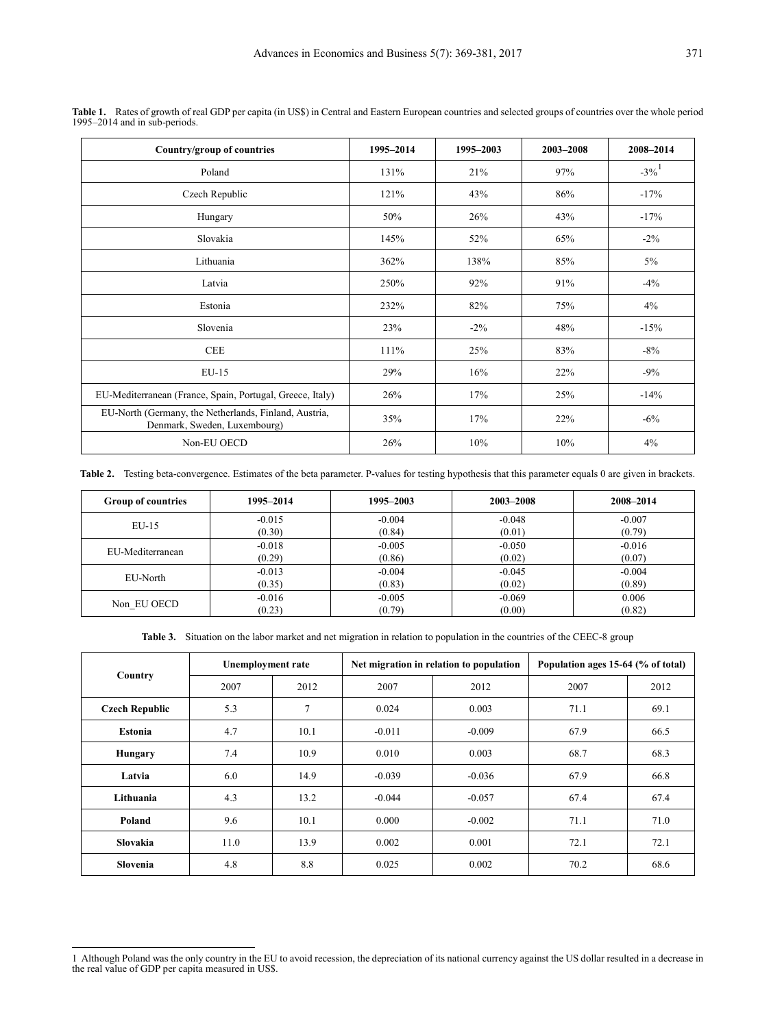**Table 1.** Rates of growth of real GDP per capita (in US$) in Central and Eastern European countries and selected groups of countries over the whole period 1995–2014 and in sub-periods.

| Country/group of countries | 1995–2014 | 1995–2003 | 2003–2008 | 2008–2014 |
|---|---|---|---|---|
| Poland | 131% | 21% | 97% | -3%[1] |
| Czech Republic | 121% | 43% | 86% | -17% |
| Hungary | 50% | 26% | 43% | -17% |
| Slovakia | 145% | 52% | 65% | -2% |
| Lithuania | 362% | 138% | 85% | 5% |
| Latvia | 250% | 92% | 91% | -4% |
| Estonia | 232% | 82% | 75% | 4% |
| Slovenia | 23% | -2% | 48% | -15% |
| CEE | 111% | 25% | 83% | -8% |
| EU-15 | 29% | 16% | 22% | -9% |
| EU-Mediterranean (France, Spain, Portugal, Greece, Italy) | 26% | 17% | 25% | -14% |
| EU-North (Germany, the Netherlands, Finland, Austria, Denmark, Sweden, Luxembourg) | 35% | 17% | 22% | -6% |
| Non-EU OECD | 26% | 10% | 10% | 4% |

**Table 2.** Testing beta-convergence. Estimates of the beta parameter. P-values for testing hypothesis that this parameter equals 0 are given in brackets.

| Group of countries | 1995–2014 | 1995–2003 | 2003–2008 | 2008–2014 |
|---|---|---|---|---|
| EU-15 | -0.015 (0.30) | -0.004 (0.84) | -0.048 (0.01) | -0.007 (0.79) |
| EU-Mediterranean | -0.018 (0.29) | -0.005 (0.86) | -0.050 (0.02) | -0.016 (0.07) |
| EU-North | -0.013 (0.35) | -0.004 (0.83) | -0.045 (0.02) | -0.004 (0.89) |
| Non_EU OECD | -0.016 (0.23) | -0.005 (0.79) | -0.069 (0.00) | 0.006 (0.82) |

**Table 3.** Situation on the labor market and net migration in relation to population in the countries of the CEEC-8 group

| Country | Unemployment rate | | Net migration in relation to population | | Population ages 15-64 (% of total) | |
|---|---|---|---|---|---|---|
| | 2007 | 2012 | 2007 | 2012 | 2007 | 2012 |
| **Czech Republic** | 5.3 | 7 | 0.024 | 0.003 | 71.1 | 69.1 |
| **Estonia** | 4.7 | 10.1 | -0.011 | -0.009 | 67.9 | 66.5 |
| **Hungary** | 7.4 | 10.9 | 0.010 | 0.003 | 68.7 | 68.3 |
| **Latvia** | 6.0 | 14.9 | -0.039 | -0.036 | 67.9 | 66.8 |
| **Lithuania** | 4.3 | 13.2 | -0.044 | -0.057 | 67.4 | 67.4 |
| **Poland** | 9.6 | 10.1 | 0.000 | -0.002 | 71.1 | 71.0 |
| **Slovakia** | 11.0 | 13.9 | 0.002 | 0.001 | 72.1 | 72.1 |
| **Slovenia** | 4.8 | 8.8 | 0.025 | 0.002 | 70.2 | 68.6 |

[1] Although Poland was the only country in the EU to avoid recession, the depreciation of its national currency against the US dollar resulted in a decrease in the real value of GDP per capita measured in US$.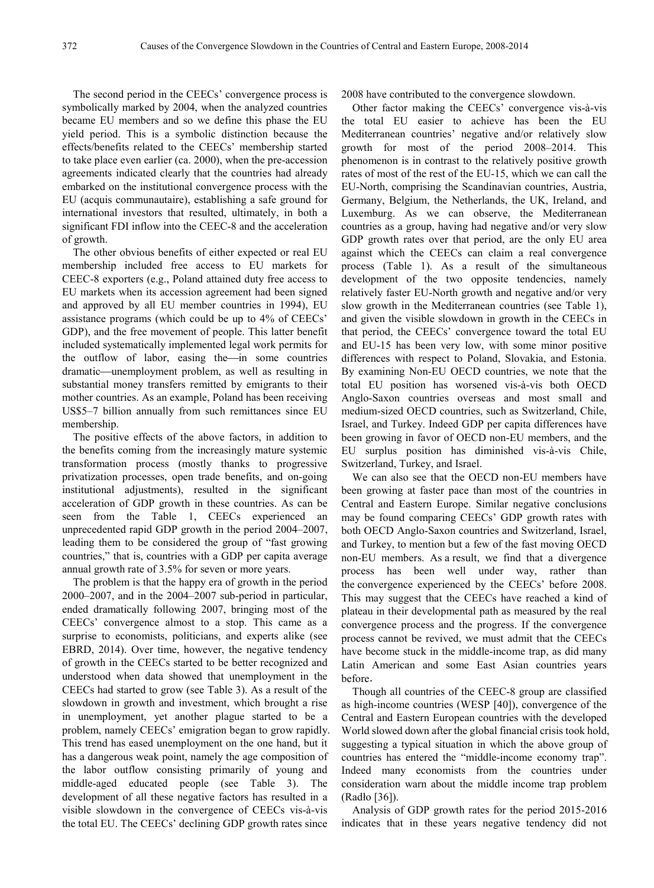The second period in the CEECs' convergence process is symbolically marked by 2004, when the analyzed countries became EU members and so we define this phase the EU yield period. This is a symbolic distinction because the effects/benefits related to the CEECs' membership started to take place even earlier (ca. 2000), when the pre-accession agreements indicated clearly that the countries had already embarked on the institutional convergence process with the EU (acquis communautaire), establishing a safe ground for international investors that resulted, ultimately, in both a significant FDI inflow into the CEEC-8 and the acceleration of growth.

The other obvious benefits of either expected or real EU membership included free access to EU markets for CEEC-8 exporters (e.g., Poland attained duty free access to EU markets when its accession agreement had been signed and approved by all EU member countries in 1994), EU assistance programs (which could be up to 4% of CEECs' GDP), and the free movement of people. This latter benefit included systematically implemented legal work permits for the outflow of labor, easing the—in some countries dramatic—unemployment problem, as well as resulting in substantial money transfers remitted by emigrants to their mother countries. As an example, Poland has been receiving US$5–7 billion annually from such remittances since EU membership.

The positive effects of the above factors, in addition to the benefits coming from the increasingly mature systemic transformation process (mostly thanks to progressive privatization processes, open trade benefits, and on-going institutional adjustments), resulted in the significant acceleration of GDP growth in these countries. As can be seen from the Table 1, CEECs experienced an unprecedented rapid GDP growth in the period 2004–2007, leading them to be considered the group of "fast growing countries," that is, countries with a GDP per capita average annual growth rate of 3.5% for seven or more years.

The problem is that the happy era of growth in the period 2000–2007, and in the 2004–2007 sub-period in particular, ended dramatically following 2007, bringing most of the CEECs' convergence almost to a stop. This came as a surprise to economists, politicians, and experts alike (see EBRD, 2014). Over time, however, the negative tendency of growth in the CEECs started to be better recognized and understood when data showed that unemployment in the CEECs had started to grow (see Table 3). As a result of the slowdown in growth and investment, which brought a rise in unemployment, yet another plague started to be a problem, namely CEECs' emigration began to grow rapidly. This trend has eased unemployment on the one hand, but it has a dangerous weak point, namely the age composition of the labor outflow consisting primarily of young and middle-aged educated people (see Table 3). The development of all these negative factors has resulted in a visible slowdown in the convergence of CEECs vis-à-vis the total EU. The CEECs' declining GDP growth rates since 2008 have contributed to the convergence slowdown.

Other factor making the CEECs' convergence vis-à-vis the total EU easier to achieve has been the EU Mediterranean countries' negative and/or relatively slow growth for most of the period 2008–2014. This phenomenon is in contrast to the relatively positive growth rates of most of the rest of the EU-15, which we can call the EU-North, comprising the Scandinavian countries, Austria, Germany, Belgium, the Netherlands, the UK, Ireland, and Luxemburg. As we can observe, the Mediterranean countries as a group, having had negative and/or very slow GDP growth rates over that period, are the only EU area against which the CEECs can claim a real convergence process (Table 1). As a result of the simultaneous development of the two opposite tendencies, namely relatively faster EU-North growth and negative and/or very slow growth in the Mediterranean countries (see Table 1), and given the visible slowdown in growth in the CEECs in that period, the CEECs' convergence toward the total EU and EU-15 has been very low, with some minor positive differences with respect to Poland, Slovakia, and Estonia. By examining Non-EU OECD countries, we note that the total EU position has worsened vis-à-vis both OECD Anglo-Saxon countries overseas and most small and medium-sized OECD countries, such as Switzerland, Chile, Israel, and Turkey. Indeed GDP per capita differences have been growing in favor of OECD non-EU members, and the EU surplus position has diminished vis-à-vis Chile, Switzerland, Turkey, and Israel.

We can also see that the OECD non-EU members have been growing at faster pace than most of the countries in Central and Eastern Europe. Similar negative conclusions may be found comparing CEECs' GDP growth rates with both OECD Anglo-Saxon countries and Switzerland, Israel, and Turkey, to mention but a few of the fast moving OECD non-EU members. As a result, we find that a divergence process has been well under way, rather than the convergence experienced by the CEECs' before 2008. This may suggest that the CEECs have reached a kind of plateau in their developmental path as measured by the real convergence process and the progress. If the convergence process cannot be revived, we must admit that the CEECs have become stuck in the middle-income trap, as did many Latin American and some East Asian countries years before.

Though all countries of the CEEC-8 group are classified as high-income countries (WESP [40]), convergence of the Central and Eastern European countries with the developed World slowed down after the global financial crisis took hold, suggesting a typical situation in which the above group of countries has entered the "middle-income economy trap". Indeed many economists from the countries under consideration warn about the middle income trap problem (Radło [36]).

Analysis of GDP growth rates for the period 2015-2016 indicates that in these years negative tendency did not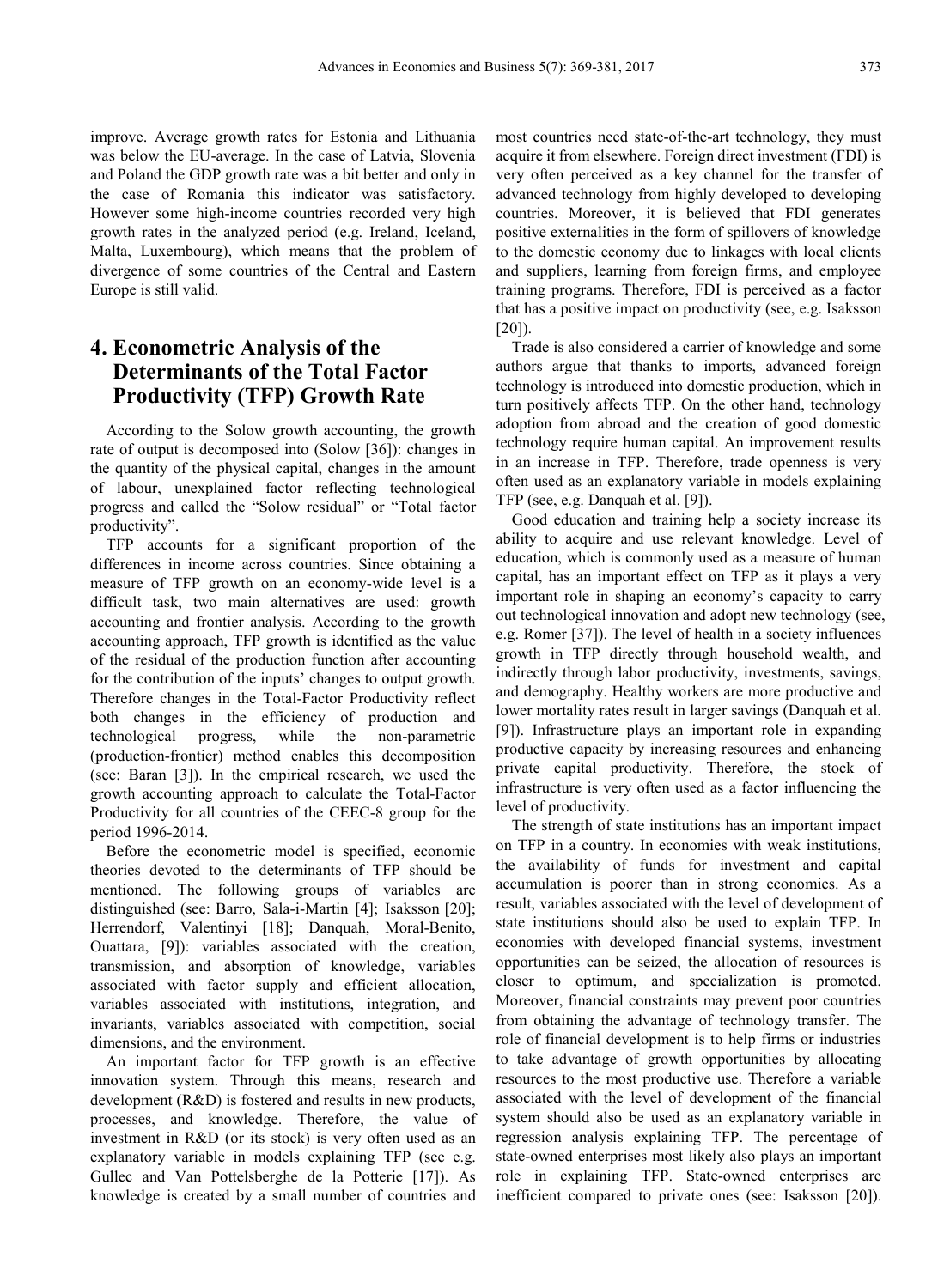improve. Average growth rates for Estonia and Lithuania was below the EU-average. In the case of Latvia, Slovenia and Poland the GDP growth rate was a bit better and only in the case of Romania this indicator was satisfactory. However some high-income countries recorded very high growth rates in the analyzed period (e.g. Ireland, Iceland, Malta, Luxembourg), which means that the problem of divergence of some countries of the Central and Eastern Europe is still valid.

## 4. Econometric Analysis of the Determinants of the Total Factor Productivity (TFP) Growth Rate

According to the Solow growth accounting, the growth rate of output is decomposed into (Solow [36]): changes in the quantity of the physical capital, changes in the amount of labour, unexplained factor reflecting technological progress and called the "Solow residual" or "Total factor productivity".

TFP accounts for a significant proportion of the differences in income across countries. Since obtaining a measure of TFP growth on an economy-wide level is a difficult task, two main alternatives are used: growth accounting and frontier analysis. According to the growth accounting approach, TFP growth is identified as the value of the residual of the production function after accounting for the contribution of the inputs' changes to output growth. Therefore changes in the Total-Factor Productivity reflect both changes in the efficiency of production and technological progress, while the non-parametric (production-frontier) method enables this decomposition (see: Baran [3]). In the empirical research, we used the growth accounting approach to calculate the Total-Factor Productivity for all countries of the CEEC-8 group for the period 1996-2014.

Before the econometric model is specified, economic theories devoted to the determinants of TFP should be mentioned. The following groups of variables are distinguished (see: Barro, Sala-i-Martin [4]; Isaksson [20]; Herrendorf, Valentinyi [18]; Danquah, Moral-Benito, Ouattara, [9]): variables associated with the creation, transmission, and absorption of knowledge, variables associated with factor supply and efficient allocation, variables associated with institutions, integration, and invariants, variables associated with competition, social dimensions, and the environment.

An important factor for TFP growth is an effective innovation system. Through this means, research and development (R&D) is fostered and results in new products, processes, and knowledge. Therefore, the value of investment in R&D (or its stock) is very often used as an explanatory variable in models explaining TFP (see e.g. Gullec and Van Pottelsberghe de la Potterie [17]). As knowledge is created by a small number of countries and most countries need state-of-the-art technology, they must acquire it from elsewhere. Foreign direct investment (FDI) is very often perceived as a key channel for the transfer of advanced technology from highly developed to developing countries. Moreover, it is believed that FDI generates positive externalities in the form of spillovers of knowledge to the domestic economy due to linkages with local clients and suppliers, learning from foreign firms, and employee training programs. Therefore, FDI is perceived as a factor that has a positive impact on productivity (see, e.g. Isaksson [20]).

Trade is also considered a carrier of knowledge and some authors argue that thanks to imports, advanced foreign technology is introduced into domestic production, which in turn positively affects TFP. On the other hand, technology adoption from abroad and the creation of good domestic technology require human capital. An improvement results in an increase in TFP. Therefore, trade openness is very often used as an explanatory variable in models explaining TFP (see, e.g. Danquah et al. [9]).

Good education and training help a society increase its ability to acquire and use relevant knowledge. Level of education, which is commonly used as a measure of human capital, has an important effect on TFP as it plays a very important role in shaping an economy's capacity to carry out technological innovation and adopt new technology (see, e.g. Romer [37]). The level of health in a society influences growth in TFP directly through household wealth, and indirectly through labor productivity, investments, savings, and demography. Healthy workers are more productive and lower mortality rates result in larger savings (Danquah et al. [9]). Infrastructure plays an important role in expanding productive capacity by increasing resources and enhancing private capital productivity. Therefore, the stock of infrastructure is very often used as a factor influencing the level of productivity.

The strength of state institutions has an important impact on TFP in a country. In economies with weak institutions, the availability of funds for investment and capital accumulation is poorer than in strong economies. As a result, variables associated with the level of development of state institutions should also be used to explain TFP. In economies with developed financial systems, investment opportunities can be seized, the allocation of resources is closer to optimum, and specialization is promoted. Moreover, financial constraints may prevent poor countries from obtaining the advantage of technology transfer. The role of financial development is to help firms or industries to take advantage of growth opportunities by allocating resources to the most productive use. Therefore a variable associated with the level of development of the financial system should also be used as an explanatory variable in regression analysis explaining TFP. The percentage of state-owned enterprises most likely also plays an important role in explaining TFP. State-owned enterprises are inefficient compared to private ones (see: Isaksson [20]).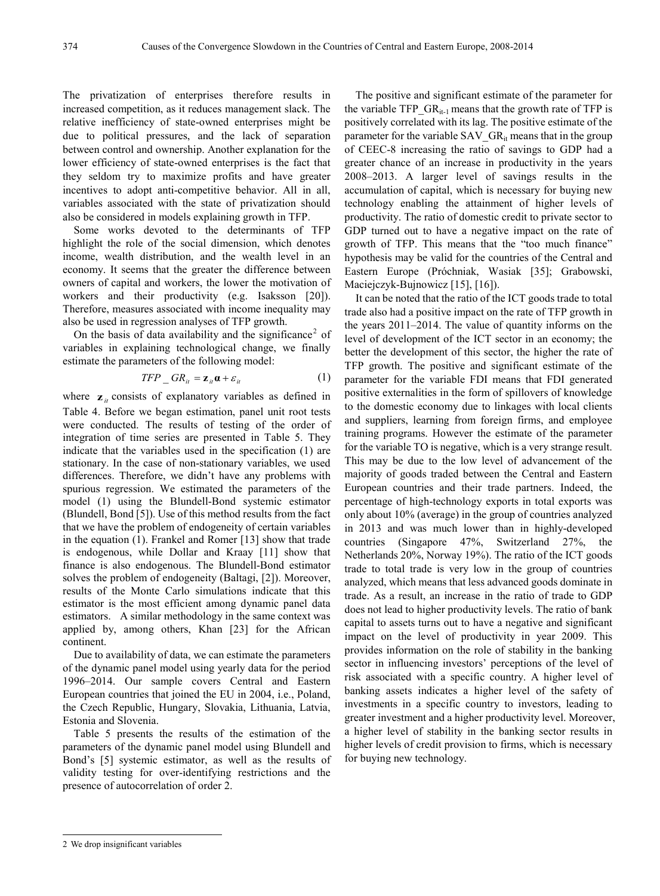The privatization of enterprises therefore results in increased competition, as it reduces management slack. The relative inefficiency of state-owned enterprises might be due to political pressures, and the lack of separation between control and ownership. Another explanation for the lower efficiency of state-owned enterprises is the fact that they seldom try to maximize profits and have greater incentives to adopt anti-competitive behavior. All in all, variables associated with the state of privatization should also be considered in models explaining growth in TFP.

Some works devoted to the determinants of TFP highlight the role of the social dimension, which denotes income, wealth distribution, and the wealth level in an economy. It seems that the greater the difference between owners of capital and workers, the lower the motivation of workers and their productivity (e.g. Isaksson [20]). Therefore, measures associated with income inequality may also be used in regression analyses of TFP growth.

On the basis of data availability and the significance[2] of variables in explaining technological change, we finally estimate the parameters of the following model:

$$TFP\_GR_{it} = \mathbf{z}_{it}\boldsymbol{\alpha} + \varepsilon_{it} \tag{1}$$

where $\mathbf{z}_{it}$ consists of explanatory variables as defined in Table 4. Before we began estimation, panel unit root tests were conducted. The results of testing of the order of integration of time series are presented in Table 5. They indicate that the variables used in the specification (1) are stationary. In the case of non-stationary variables, we used differences. Therefore, we didn't have any problems with spurious regression. We estimated the parameters of the model (1) using the Blundell-Bond systemic estimator (Blundell, Bond [5]). Use of this method results from the fact that we have the problem of endogeneity of certain variables in the equation (1). Frankel and Romer [13] show that trade is endogenous, while Dollar and Kraay [11] show that finance is also endogenous. The Blundell-Bond estimator solves the problem of endogeneity (Baltagi, [2]). Moreover, results of the Monte Carlo simulations indicate that this estimator is the most efficient among dynamic panel data estimators. A similar methodology in the same context was applied by, among others, Khan [23] for the African continent.

Due to availability of data, we can estimate the parameters of the dynamic panel model using yearly data for the period 1996–2014. Our sample covers Central and Eastern European countries that joined the EU in 2004, i.e., Poland, the Czech Republic, Hungary, Slovakia, Lithuania, Latvia, Estonia and Slovenia.

Table 5 presents the results of the estimation of the parameters of the dynamic panel model using Blundell and Bond's [5] systemic estimator, as well as the results of validity testing for over-identifying restrictions and the presence of autocorrelation of order 2.

The positive and significant estimate of the parameter for the variable $TFP\_GR_{it-1}$ means that the growth rate of TFP is positively correlated with its lag. The positive estimate of the parameter for the variable $SAV\_GR_{it}$ means that in the group of CEEC-8 increasing the ratio of savings to GDP had a greater chance of an increase in productivity in the years 2008–2013. A larger level of savings results in the accumulation of capital, which is necessary for buying new technology enabling the attainment of higher levels of productivity. The ratio of domestic credit to private sector to GDP turned out to have a negative impact on the rate of growth of TFP. This means that the "too much finance" hypothesis may be valid for the countries of the Central and Eastern Europe (Próchniak, Wasiak [35]; Grabowski, Maciejczyk-Bujnowicz [15], [16]).

It can be noted that the ratio of the ICT goods trade to total trade also had a positive impact on the rate of TFP growth in the years 2011–2014. The value of quantity informs on the level of development of the ICT sector in an economy; the better the development of this sector, the higher the rate of TFP growth. The positive and significant estimate of the parameter for the variable FDI means that FDI generated positive externalities in the form of spillovers of knowledge to the domestic economy due to linkages with local clients and suppliers, learning from foreign firms, and employee training programs. However the estimate of the parameter for the variable TO is negative, which is a very strange result. This may be due to the low level of advancement of the majority of goods traded between the Central and Eastern European countries and their trade partners. Indeed, the percentage of high-technology exports in total exports was only about 10% (average) in the group of countries analyzed in 2013 and was much lower than in highly-developed countries (Singapore 47%, Switzerland 27%, the Netherlands 20%, Norway 19%). The ratio of the ICT goods trade to total trade is very low in the group of countries analyzed, which means that less advanced goods dominate in trade. As a result, an increase in the ratio of trade to GDP does not lead to higher productivity levels. The ratio of bank capital to assets turns out to have a negative and significant impact on the level of productivity in year 2009. This provides information on the role of stability in the banking sector in influencing investors' perceptions of the level of risk associated with a specific country. A higher level of banking assets indicates a higher level of the safety of investments in a specific country to investors, leading to greater investment and a higher productivity level. Moreover, a higher level of stability in the banking sector results in higher levels of credit provision to firms, which is necessary for buying new technology.

2 We drop insignificant variables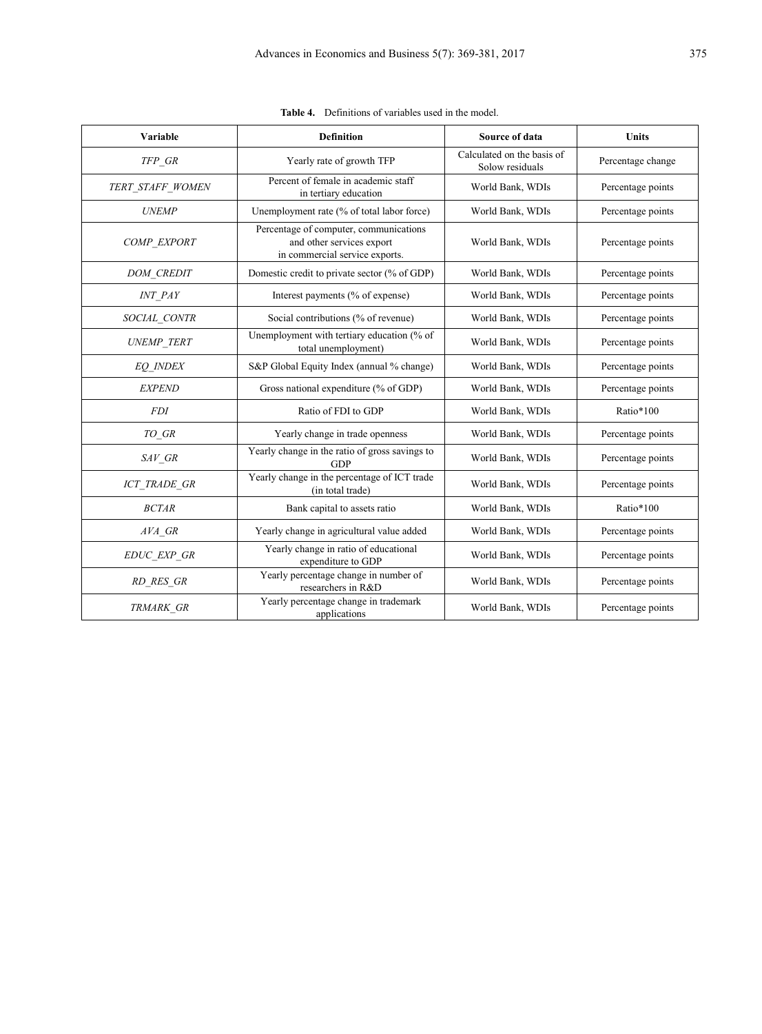**Table 4.** Definitions of variables used in the model.

| Variable | Definition | Source of data | Units |
| --- | --- | --- | --- |
| *TFP_GR* | Yearly rate of growth TFP | Calculated on the basis of Solow residuals | Percentage change |
| *TERT_STAFF_WOMEN* | Percent of female in academic staff in tertiary education | World Bank, WDIs | Percentage points |
| *UNEMP* | Unemployment rate (% of total labor force) | World Bank, WDIs | Percentage points |
| *COMP_EXPORT* | Percentage of computer, communications and other services export in commercial service exports. | World Bank, WDIs | Percentage points |
| *DOM_CREDIT* | Domestic credit to private sector (% of GDP) | World Bank, WDIs | Percentage points |
| *INT_PAY* | Interest payments (% of expense) | World Bank, WDIs | Percentage points |
| *SOCIAL_CONTR* | Social contributions (% of revenue) | World Bank, WDIs | Percentage points |
| *UNEMP_TERT* | Unemployment with tertiary education (% of total unemployment) | World Bank, WDIs | Percentage points |
| *EQ_INDEX* | S&P Global Equity Index (annual % change) | World Bank, WDIs | Percentage points |
| *EXPEND* | Gross national expenditure (% of GDP) | World Bank, WDIs | Percentage points |
| *FDI* | Ratio of FDI to GDP | World Bank, WDIs | Ratio*100 |
| *TO_GR* | Yearly change in trade openness | World Bank, WDIs | Percentage points |
| *SAV_GR* | Yearly change in the ratio of gross savings to GDP | World Bank, WDIs | Percentage points |
| *ICT_TRADE_GR* | Yearly change in the percentage of ICT trade (in total trade) | World Bank, WDIs | Percentage points |
| *BCTAR* | Bank capital to assets ratio | World Bank, WDIs | Ratio*100 |
| *AVA_GR* | Yearly change in agricultural value added | World Bank, WDIs | Percentage points |
| *EDUC_EXP_GR* | Yearly change in ratio of educational expenditure to GDP | World Bank, WDIs | Percentage points |
| *RD_RES_GR* | Yearly percentage change in number of researchers in R&D | World Bank, WDIs | Percentage points |
| *TRMARK_GR* | Yearly percentage change in trademark applications | World Bank, WDIs | Percentage points |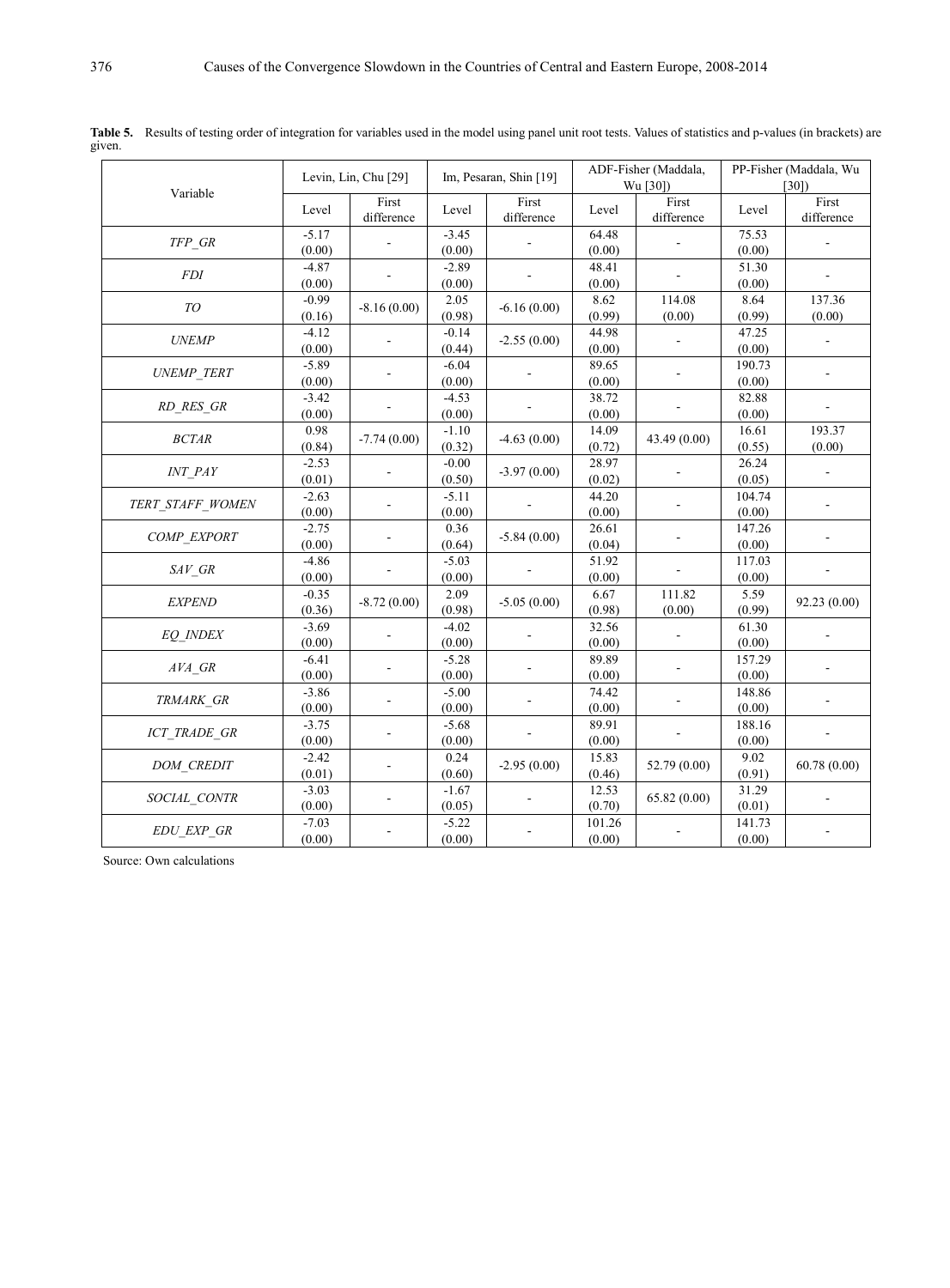**Table 5.** Results of testing order of integration for variables used in the model using panel unit root tests. Values of statistics and p-values (in brackets) are given.

| Variable | Levin, Lin, Chu [29] | | Im, Pesaran, Shin [19] | | ADF-Fisher (Maddala, Wu [30]) | | PP-Fisher (Maddala, Wu [30]) | |
|---|---|---|---|---|---|---|---|---|
| | Level | First difference | Level | First difference | Level | First difference | Level | First difference |
| *TFP_GR* | -5.17 (0.00) | - | -3.45 (0.00) | - | 64.48 (0.00) | - | 75.53 (0.00) | - |
| *FDI* | -4.87 (0.00) | - | -2.89 (0.00) | - | 48.41 (0.00) | - | 51.30 (0.00) | - |
| *TO* | -0.99 (0.16) | -8.16 (0.00) | 2.05 (0.98) | -6.16 (0.00) | 8.62 (0.99) | 114.08 (0.00) | 8.64 (0.99) | 137.36 (0.00) |
| *UNEMP* | -4.12 (0.00) | - | -0.14 (0.44) | -2.55 (0.00) | 44.98 (0.00) | - | 47.25 (0.00) | - |
| *UNEMP_TERT* | -5.89 (0.00) | - | -6.04 (0.00) | - | 89.65 (0.00) | - | 190.73 (0.00) | - |
| *RD_RES_GR* | -3.42 (0.00) | - | -4.53 (0.00) | - | 38.72 (0.00) | - | 82.88 (0.00) | - |
| *BCTAR* | 0.98 (0.84) | -7.74 (0.00) | -1.10 (0.32) | -4.63 (0.00) | 14.09 (0.72) | 43.49 (0.00) | 16.61 (0.55) | 193.37 (0.00) |
| *INT_PAY* | -2.53 (0.01) | - | -0.00 (0.50) | -3.97 (0.00) | 28.97 (0.02) | - | 26.24 (0.05) | - |
| *TERT_STAFF_WOMEN* | -2.63 (0.00) | - | -5.11 (0.00) | - | 44.20 (0.00) | - | 104.74 (0.00) | - |
| *COMP_EXPORT* | -2.75 (0.00) | - | 0.36 (0.64) | -5.84 (0.00) | 26.61 (0.04) | - | 147.26 (0.00) | - |
| *SAV_GR* | -4.86 (0.00) | - | -5.03 (0.00) | - | 51.92 (0.00) | - | 117.03 (0.00) | - |
| *EXPEND* | -0.35 (0.36) | -8.72 (0.00) | 2.09 (0.98) | -5.05 (0.00) | 6.67 (0.98) | 111.82 (0.00) | 5.59 (0.99) | 92.23 (0.00) |
| *EQ_INDEX* | -3.69 (0.00) | - | -4.02 (0.00) | - | 32.56 (0.00) | - | 61.30 (0.00) | - |
| *AVA_GR* | -6.41 (0.00) | - | -5.28 (0.00) | - | 89.89 (0.00) | - | 157.29 (0.00) | - |
| *TRMARK_GR* | -3.86 (0.00) | - | -5.00 (0.00) | - | 74.42 (0.00) | - | 148.86 (0.00) | - |
| *ICT_TRADE_GR* | -3.75 (0.00) | - | -5.68 (0.00) | - | 89.91 (0.00) | - | 188.16 (0.00) | - |
| *DOM_CREDIT* | -2.42 (0.01) | - | 0.24 (0.60) | -2.95 (0.00) | 15.83 (0.46) | 52.79 (0.00) | 9.02 (0.91) | 60.78 (0.00) |
| *SOCIAL_CONTR* | -3.03 (0.00) | - | -1.67 (0.05) | - | 12.53 (0.70) | 65.82 (0.00) | 31.29 (0.01) | - |
| *EDU_EXP_GR* | -7.03 (0.00) | - | -5.22 (0.00) | - | 101.26 (0.00) | - | 141.73 (0.00) | - |

Source: Own calculations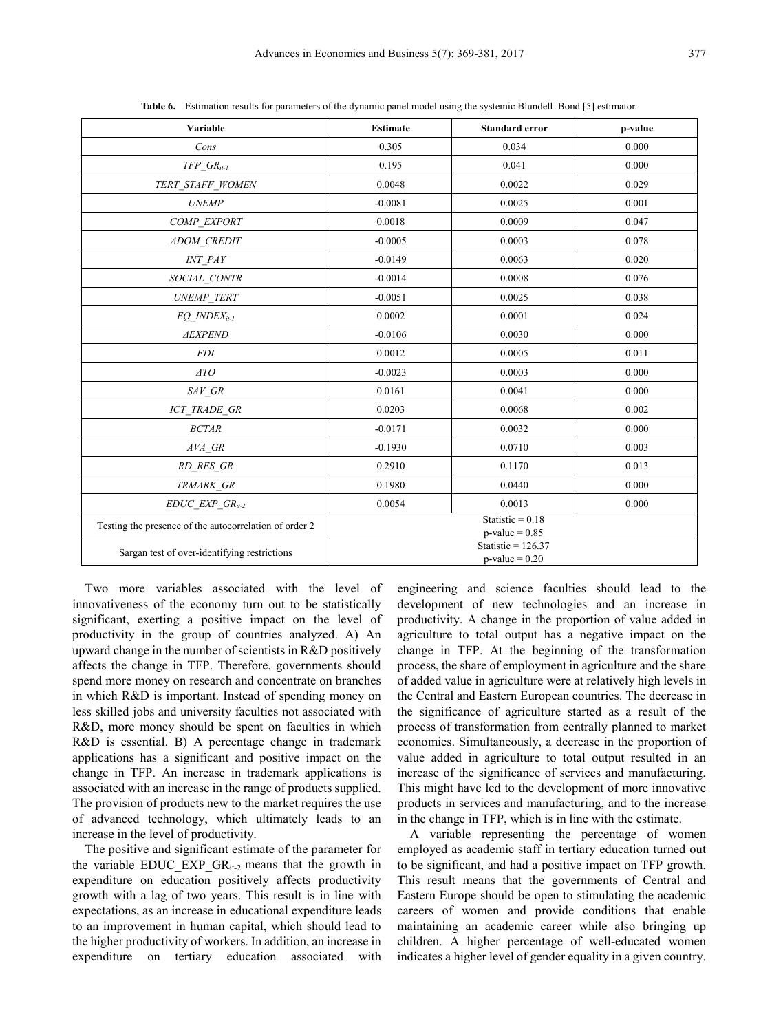**Table 6.** Estimation results for parameters of the dynamic panel model using the systemic Blundell–Bond [5] estimator.

| Variable | Estimate | Standard error | p-value |
|---|---|---|---|
| *Cons* | 0.305 | 0.034 | 0.000 |
| $TFP\_GR_{it-1}$ | 0.195 | 0.041 | 0.000 |
| *TERT_STAFF_WOMEN* | 0.0048 | 0.0022 | 0.029 |
| *UNEMP* | -0.0081 | 0.0025 | 0.001 |
| *COMP_EXPORT* | 0.0018 | 0.0009 | 0.047 |
| *ΔDOM_CREDIT* | -0.0005 | 0.0003 | 0.078 |
| *INT_PAY* | -0.0149 | 0.0063 | 0.020 |
| *SOCIAL_CONTR* | -0.0014 | 0.0008 | 0.076 |
| *UNEMP_TERT* | -0.0051 | 0.0025 | 0.038 |
| $EQ\_INDEX_{it-1}$ | 0.0002 | 0.0001 | 0.024 |
| *ΔEXPEND* | -0.0106 | 0.0030 | 0.000 |
| *FDI* | 0.0012 | 0.0005 | 0.011 |
| *ΔTO* | -0.0023 | 0.0003 | 0.000 |
| *SAV_GR* | 0.0161 | 0.0041 | 0.000 |
| *ICT_TRADE_GR* | 0.0203 | 0.0068 | 0.002 |
| *BCTAR* | -0.0171 | 0.0032 | 0.000 |
| *AVA_GR* | -0.1930 | 0.0710 | 0.003 |
| *RD_RES_GR* | 0.2910 | 0.1170 | 0.013 |
| *TRMARK_GR* | 0.1980 | 0.0440 | 0.000 |
| $EDUC\_EXP\_GR_{it-2}$ | 0.0054 | 0.0013 | 0.000 |
| Testing the presence of the autocorrelation of order 2 | Statistic = 0.18<br>p-value = 0.85 | | |
| Sargan test of over-identifying restrictions | Statistic = 126.37<br>p-value = 0.20 | | |

Two more variables associated with the level of innovativeness of the economy turn out to be statistically significant, exerting a positive impact on the level of productivity in the group of countries analyzed. A) An upward change in the number of scientists in R&D positively affects the change in TFP. Therefore, governments should spend more money on research and concentrate on branches in which R&D is important. Instead of spending money on less skilled jobs and university faculties not associated with R&D, more money should be spent on faculties in which R&D is essential. B) A percentage change in trademark applications has a significant and positive impact on the change in TFP. An increase in trademark applications is associated with an increase in the range of products supplied. The provision of products new to the market requires the use of advanced technology, which ultimately leads to an increase in the level of productivity.

The positive and significant estimate of the parameter for the variable $EDUC\_EXP\_GR_{it-2}$ means that the growth in expenditure on education positively affects productivity growth with a lag of two years. This result is in line with expectations, as an increase in educational expenditure leads to an improvement in human capital, which should lead to the higher productivity of workers. In addition, an increase in expenditure on tertiary education associated with engineering and science faculties should lead to the development of new technologies and an increase in productivity. A change in the proportion of value added in agriculture to total output has a negative impact on the change in TFP. At the beginning of the transformation process, the share of employment in agriculture and the share of added value in agriculture were at relatively high levels in the Central and Eastern European countries. The decrease in the significance of agriculture started as a result of the process of transformation from centrally planned to market economies. Simultaneously, a decrease in the proportion of value added in agriculture to total output resulted in an increase of the significance of services and manufacturing. This might have led to the development of more innovative products in services and manufacturing, and to the increase in the change in TFP, which is in line with the estimate.

A variable representing the percentage of women employed as academic staff in tertiary education turned out to be significant, and had a positive impact on TFP growth. This result means that the governments of Central and Eastern Europe should be open to stimulating the academic careers of women and provide conditions that enable maintaining an academic career while also bringing up children. A higher percentage of well-educated women indicates a higher level of gender equality in a given country.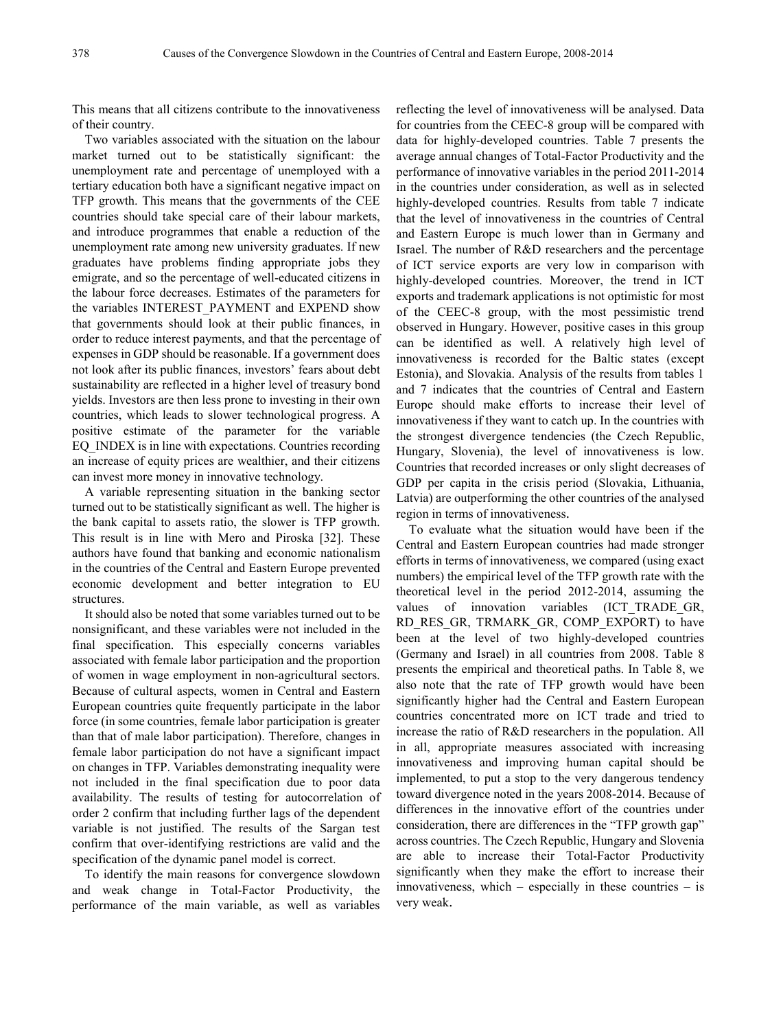This means that all citizens contribute to the innovativeness of their country.

Two variables associated with the situation on the labour market turned out to be statistically significant: the unemployment rate and percentage of unemployed with a tertiary education both have a significant negative impact on TFP growth. This means that the governments of the CEE countries should take special care of their labour markets, and introduce programmes that enable a reduction of the unemployment rate among new university graduates. If new graduates have problems finding appropriate jobs they emigrate, and so the percentage of well-educated citizens in the labour force decreases. Estimates of the parameters for the variables INTEREST_PAYMENT and EXPEND show that governments should look at their public finances, in order to reduce interest payments, and that the percentage of expenses in GDP should be reasonable. If a government does not look after its public finances, investors' fears about debt sustainability are reflected in a higher level of treasury bond yields. Investors are then less prone to investing in their own countries, which leads to slower technological progress. A positive estimate of the parameter for the variable EQ_INDEX is in line with expectations. Countries recording an increase of equity prices are wealthier, and their citizens can invest more money in innovative technology.

A variable representing situation in the banking sector turned out to be statistically significant as well. The higher is the bank capital to assets ratio, the slower is TFP growth. This result is in line with Mero and Piroska [32]. These authors have found that banking and economic nationalism in the countries of the Central and Eastern Europe prevented economic development and better integration to EU structures.

It should also be noted that some variables turned out to be nonsignificant, and these variables were not included in the final specification. This especially concerns variables associated with female labor participation and the proportion of women in wage employment in non-agricultural sectors. Because of cultural aspects, women in Central and Eastern European countries quite frequently participate in the labor force (in some countries, female labor participation is greater than that of male labor participation). Therefore, changes in female labor participation do not have a significant impact on changes in TFP. Variables demonstrating inequality were not included in the final specification due to poor data availability. The results of testing for autocorrelation of order 2 confirm that including further lags of the dependent variable is not justified. The results of the Sargan test confirm that over-identifying restrictions are valid and the specification of the dynamic panel model is correct.

To identify the main reasons for convergence slowdown and weak change in Total-Factor Productivity, the performance of the main variable, as well as variables reflecting the level of innovativeness will be analysed. Data for countries from the CEEC-8 group will be compared with data for highly-developed countries. Table 7 presents the average annual changes of Total-Factor Productivity and the performance of innovative variables in the period 2011-2014 in the countries under consideration, as well as in selected highly-developed countries. Results from table 7 indicate that the level of innovativeness in the countries of Central and Eastern Europe is much lower than in Germany and Israel. The number of R&D researchers and the percentage of ICT service exports are very low in comparison with highly-developed countries. Moreover, the trend in ICT exports and trademark applications is not optimistic for most of the CEEC-8 group, with the most pessimistic trend observed in Hungary. However, positive cases in this group can be identified as well. A relatively high level of innovativeness is recorded for the Baltic states (except Estonia), and Slovakia. Analysis of the results from tables 1 and 7 indicates that the countries of Central and Eastern Europe should make efforts to increase their level of innovativeness if they want to catch up. In the countries with the strongest divergence tendencies (the Czech Republic, Hungary, Slovenia), the level of innovativeness is low. Countries that recorded increases or only slight decreases of GDP per capita in the crisis period (Slovakia, Lithuania, Latvia) are outperforming the other countries of the analysed region in terms of innovativeness.

To evaluate what the situation would have been if the Central and Eastern European countries had made stronger efforts in terms of innovativeness, we compared (using exact numbers) the empirical level of the TFP growth rate with the theoretical level in the period 2012-2014, assuming the values of innovation variables (ICT_TRADE_GR, RD_RES_GR, TRMARK_GR, COMP_EXPORT) to have been at the level of two highly-developed countries (Germany and Israel) in all countries from 2008. Table 8 presents the empirical and theoretical paths. In Table 8, we also note that the rate of TFP growth would have been significantly higher had the Central and Eastern European countries concentrated more on ICT trade and tried to increase the ratio of R&D researchers in the population. All in all, appropriate measures associated with increasing innovativeness and improving human capital should be implemented, to put a stop to the very dangerous tendency toward divergence noted in the years 2008-2014. Because of differences in the innovative effort of the countries under consideration, there are differences in the "TFP growth gap" across countries. The Czech Republic, Hungary and Slovenia are able to increase their Total-Factor Productivity significantly when they make the effort to increase their innovativeness, which – especially in these countries – is very weak.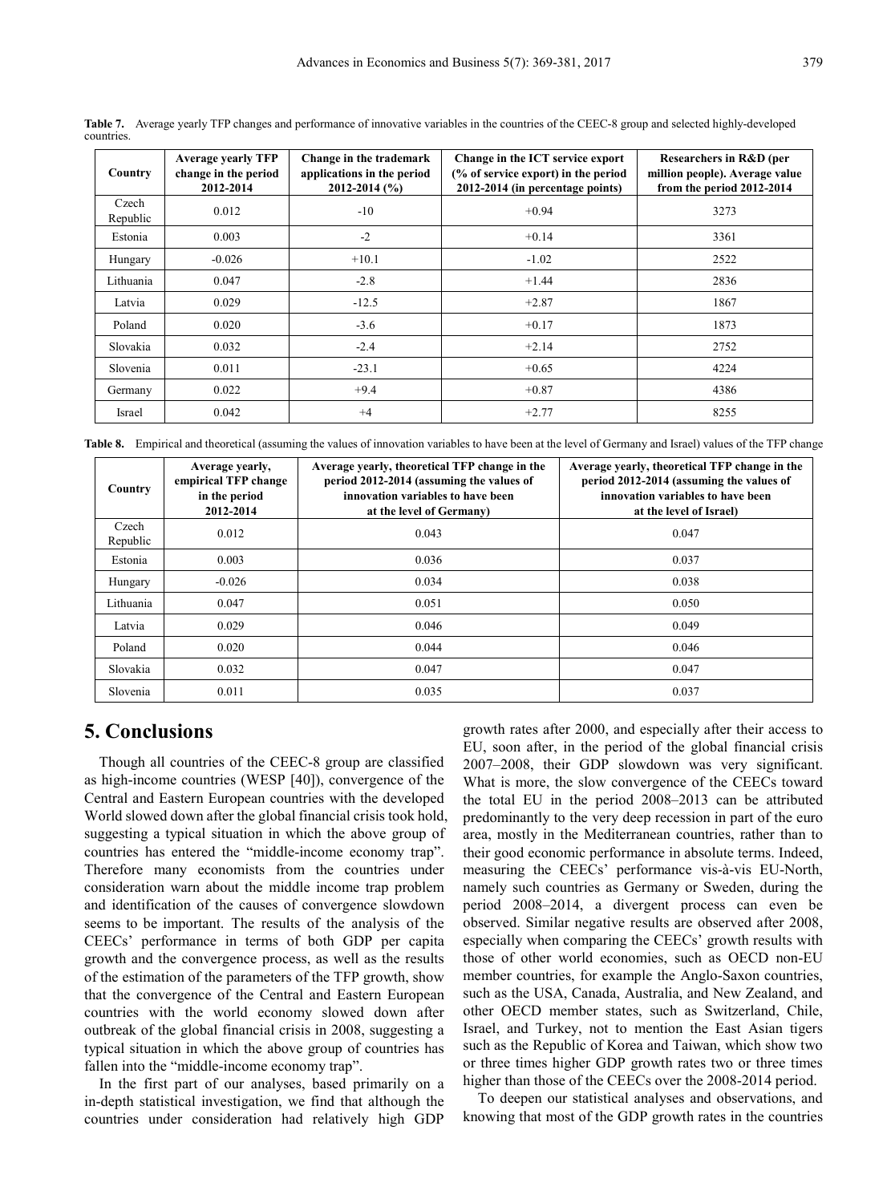**Table 7.** Average yearly TFP changes and performance of innovative variables in the countries of the CEEC-8 group and selected highly-developed countries.

| Country | Average yearly TFP change in the period 2012-2014 | Change in the trademark applications in the period 2012-2014 (%) | Change in the ICT service export (% of service export) in the period 2012-2014 (in percentage points) | Researchers in R&D (per million people). Average value from the period 2012-2014 |
|---|---|---|---|---|
| Czech Republic | 0.012 | -10 | +0.94 | 3273 |
| Estonia | 0.003 | -2 | +0.14 | 3361 |
| Hungary | -0.026 | +10.1 | -1.02 | 2522 |
| Lithuania | 0.047 | -2.8 | +1.44 | 2836 |
| Latvia | 0.029 | -12.5 | +2.87 | 1867 |
| Poland | 0.020 | -3.6 | +0.17 | 1873 |
| Slovakia | 0.032 | -2.4 | +2.14 | 2752 |
| Slovenia | 0.011 | -23.1 | +0.65 | 4224 |
| Germany | 0.022 | +9.4 | +0.87 | 4386 |
| Israel | 0.042 | +4 | +2.77 | 8255 |

**Table 8.** Empirical and theoretical (assuming the values of innovation variables to have been at the level of Germany and Israel) values of the TFP change

| Country | Average yearly, empirical TFP change in the period 2012-2014 | Average yearly, theoretical TFP change in the period 2012-2014 (assuming the values of innovation variables to have been at the level of Germany) | Average yearly, theoretical TFP change in the period 2012-2014 (assuming the values of innovation variables to have been at the level of Israel) |
|---|---|---|---|
| Czech Republic | 0.012 | 0.043 | 0.047 |
| Estonia | 0.003 | 0.036 | 0.037 |
| Hungary | -0.026 | 0.034 | 0.038 |
| Lithuania | 0.047 | 0.051 | 0.050 |
| Latvia | 0.029 | 0.046 | 0.049 |
| Poland | 0.020 | 0.044 | 0.046 |
| Slovakia | 0.032 | 0.047 | 0.047 |
| Slovenia | 0.011 | 0.035 | 0.037 |

## 5. Conclusions

Though all countries of the CEEC-8 group are classified as high-income countries (WESP [40]), convergence of the Central and Eastern European countries with the developed World slowed down after the global financial crisis took hold, suggesting a typical situation in which the above group of countries has entered the "middle-income economy trap". Therefore many economists from the countries under consideration warn about the middle income trap problem and identification of the causes of convergence slowdown seems to be important. The results of the analysis of the CEECs' performance in terms of both GDP per capita growth and the convergence process, as well as the results of the estimation of the parameters of the TFP growth, show that the convergence of the Central and Eastern European countries with the world economy slowed down after outbreak of the global financial crisis in 2008, suggesting a typical situation in which the above group of countries has fallen into the "middle-income economy trap".

In the first part of our analyses, based primarily on a in-depth statistical investigation, we find that although the countries under consideration had relatively high GDP growth rates after 2000, and especially after their access to EU, soon after, in the period of the global financial crisis 2007–2008, their GDP slowdown was very significant. What is more, the slow convergence of the CEECs toward the total EU in the period 2008–2013 can be attributed predominantly to the very deep recession in part of the euro area, mostly in the Mediterranean countries, rather than to their good economic performance in absolute terms. Indeed, measuring the CEECs' performance vis-à-vis EU-North, namely such countries as Germany or Sweden, during the period 2008–2014, a divergent process can even be observed. Similar negative results are observed after 2008, especially when comparing the CEECs' growth results with those of other world economies, such as OECD non-EU member countries, for example the Anglo-Saxon countries, such as the USA, Canada, Australia, and New Zealand, and other OECD member states, such as Switzerland, Chile, Israel, and Turkey, not to mention the East Asian tigers such as the Republic of Korea and Taiwan, which show two or three times higher GDP growth rates two or three times higher than those of the CEECs over the 2008-2014 period.

To deepen our statistical analyses and observations, and knowing that most of the GDP growth rates in the countries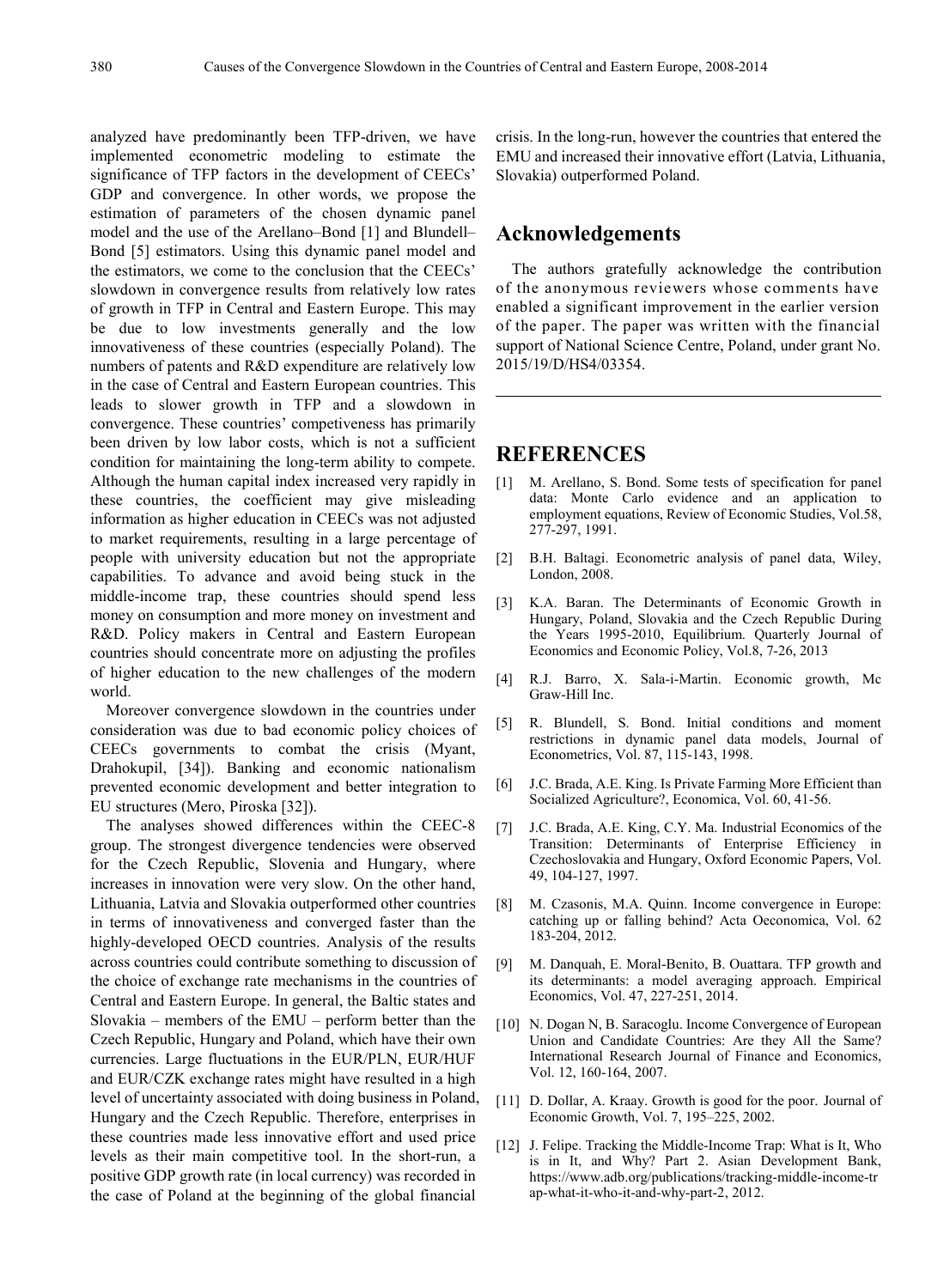analyzed have predominantly been TFP-driven, we have implemented econometric modeling to estimate the significance of TFP factors in the development of CEECs' GDP and convergence. In other words, we propose the estimation of parameters of the chosen dynamic panel model and the use of the Arellano–Bond [1] and Blundell–Bond [5] estimators. Using this dynamic panel model and the estimators, we come to the conclusion that the CEECs' slowdown in convergence results from relatively low rates of growth in TFP in Central and Eastern Europe. This may be due to low investments generally and the low innovativeness of these countries (especially Poland). The numbers of patents and R&D expenditure are relatively low in the case of Central and Eastern European countries. This leads to slower growth in TFP and a slowdown in convergence. These countries' competiveness has primarily been driven by low labor costs, which is not a sufficient condition for maintaining the long-term ability to compete. Although the human capital index increased very rapidly in these countries, the coefficient may give misleading information as higher education in CEECs was not adjusted to market requirements, resulting in a large percentage of people with university education but not the appropriate capabilities. To advance and avoid being stuck in the middle-income trap, these countries should spend less money on consumption and more money on investment and R&D. Policy makers in Central and Eastern European countries should concentrate more on adjusting the profiles of higher education to the new challenges of the modern world.

Moreover convergence slowdown in the countries under consideration was due to bad economic policy choices of CEECs governments to combat the crisis (Myant, Drahokupil, [34]). Banking and economic nationalism prevented economic development and better integration to EU structures (Mero, Piroska [32]).

The analyses showed differences within the CEEC-8 group. The strongest divergence tendencies were observed for the Czech Republic, Slovenia and Hungary, where increases in innovation were very slow. On the other hand, Lithuania, Latvia and Slovakia outperformed other countries in terms of innovativeness and converged faster than the highly-developed OECD countries. Analysis of the results across countries could contribute something to discussion of the choice of exchange rate mechanisms in the countries of Central and Eastern Europe. In general, the Baltic states and Slovakia – members of the EMU – perform better than the Czech Republic, Hungary and Poland, which have their own currencies. Large fluctuations in the EUR/PLN, EUR/HUF and EUR/CZK exchange rates might have resulted in a high level of uncertainty associated with doing business in Poland, Hungary and the Czech Republic. Therefore, enterprises in these countries made less innovative effort and used price levels as their main competitive tool. In the short-run, a positive GDP growth rate (in local currency) was recorded in the case of Poland at the beginning of the global financial crisis. In the long-run, however the countries that entered the EMU and increased their innovative effort (Latvia, Lithuania, Slovakia) outperformed Poland.

## Acknowledgements

The authors gratefully acknowledge the contribution of the anonymous reviewers whose comments have enabled a significant improvement in the earlier version of the paper. The paper was written with the financial support of National Science Centre, Poland, under grant No. 2015/19/D/HS4/03354.

## REFERENCES

[1] M. Arellano, S. Bond. Some tests of specification for panel data: Monte Carlo evidence and an application to employment equations, Review of Economic Studies, Vol.58, 277-297, 1991.

[2] B.H. Baltagi. Econometric analysis of panel data, Wiley, London, 2008.

[3] K.A. Baran. The Determinants of Economic Growth in Hungary, Poland, Slovakia and the Czech Republic During the Years 1995-2010, Equilibrium. Quarterly Journal of Economics and Economic Policy, Vol.8, 7-26, 2013

[4] R.J. Barro, X. Sala-i-Martin. Economic growth, Mc Graw-Hill Inc.

[5] R. Blundell, S. Bond. Initial conditions and moment restrictions in dynamic panel data models, Journal of Econometrics, Vol. 87, 115-143, 1998.

[6] J.C. Brada, A.E. King. Is Private Farming More Efficient than Socialized Agriculture?, Economica, Vol. 60, 41-56.

[7] J.C. Brada, A.E. King, C.Y. Ma. Industrial Economics of the Transition: Determinants of Enterprise Efficiency in Czechoslovakia and Hungary, Oxford Economic Papers, Vol. 49, 104-127, 1997.

[8] M. Czasonis, M.A. Quinn. Income convergence in Europe: catching up or falling behind? Acta Oeconomica, Vol. 62 183-204, 2012.

[9] M. Danquah, E. Moral-Benito, B. Ouattara. TFP growth and its determinants: a model averaging approach. Empirical Economics, Vol. 47, 227-251, 2014.

[10] N. Dogan N, B. Saracoglu. Income Convergence of European Union and Candidate Countries: Are they All the Same? International Research Journal of Finance and Economics, Vol. 12, 160-164, 2007.

[11] D. Dollar, A. Kraay. Growth is good for the poor. Journal of Economic Growth, Vol. 7, 195–225, 2002.

[12] J. Felipe. Tracking the Middle-Income Trap: What is It, Who is in It, and Why? Part 2. Asian Development Bank, https://www.adb.org/publications/tracking-middle-income-trap-what-it-who-it-and-why-part-2, 2012.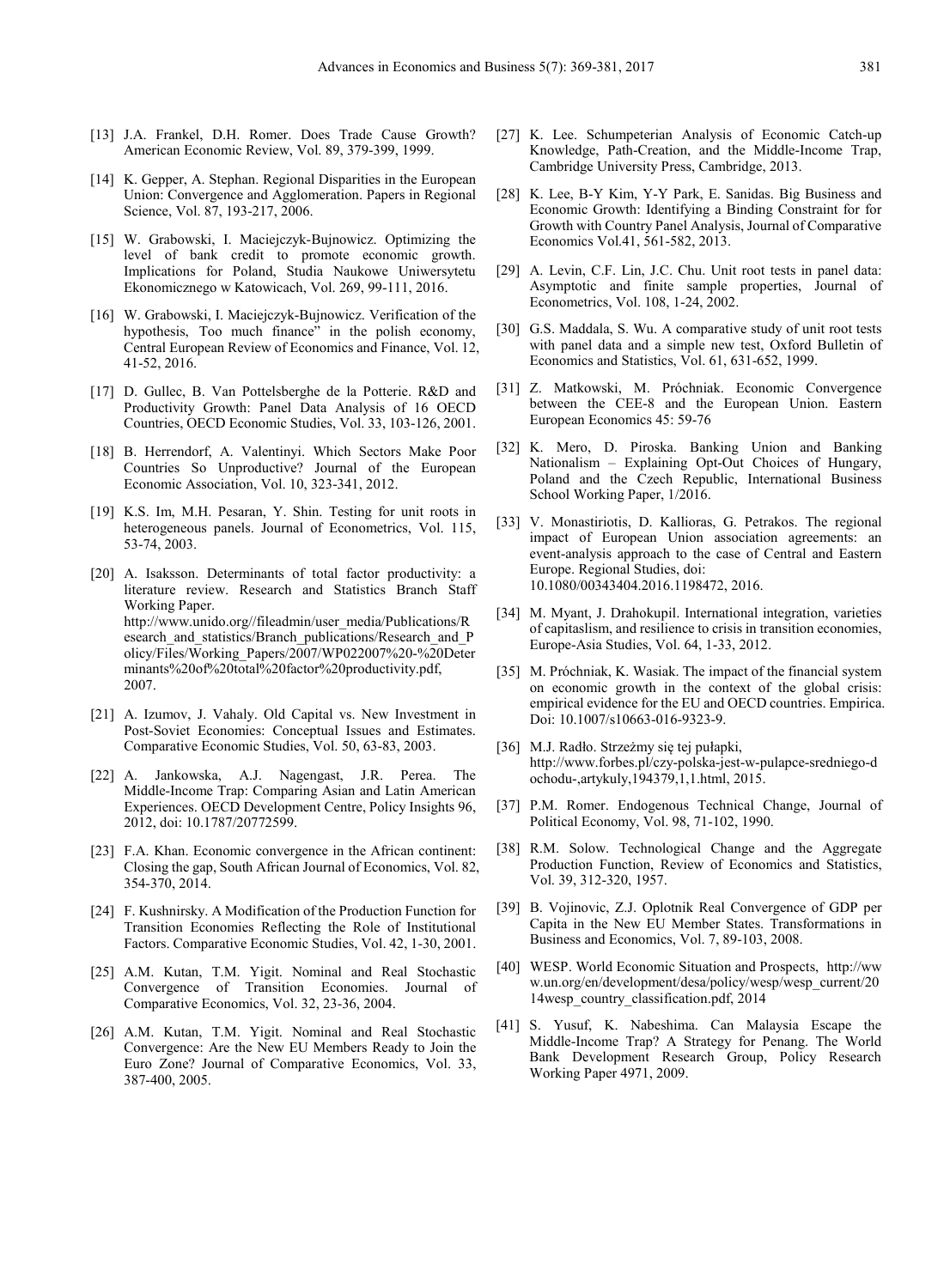[13] J.A. Frankel, D.H. Romer. Does Trade Cause Growth? American Economic Review, Vol. 89, 379-399, 1999.

[14] K. Gepper, A. Stephan. Regional Disparities in the European Union: Convergence and Agglomeration. Papers in Regional Science, Vol. 87, 193-217, 2006.

[15] W. Grabowski, I. Maciejczyk-Bujnowicz. Optimizing the level of bank credit to promote economic growth. Implications for Poland, Studia Naukowe Uniwersytetu Ekonomicznego w Katowicach, Vol. 269, 99-111, 2016.

[16] W. Grabowski, I. Maciejczyk-Bujnowicz. Verification of the hypothesis, Too much finance" in the polish economy, Central European Review of Economics and Finance, Vol. 12, 41-52, 2016.

[17] D. Gullec, B. Van Pottelsberghe de la Potterie. R&D and Productivity Growth: Panel Data Analysis of 16 OECD Countries, OECD Economic Studies, Vol. 33, 103-126, 2001.

[18] B. Herrendorf, A. Valentinyi. Which Sectors Make Poor Countries So Unproductive? Journal of the European Economic Association, Vol. 10, 323-341, 2012.

[19] K.S. Im, M.H. Pesaran, Y. Shin. Testing for unit roots in heterogeneous panels. Journal of Econometrics, Vol. 115, 53-74, 2003.

[20] A. Isaksson. Determinants of total factor productivity: a literature review. Research and Statistics Branch Staff Working Paper. http://www.unido.org//fileadmin/user_media/Publications/Research_and_statistics/Branch_publications/Research_and_Policy/Files/Working_Papers/2007/WP022007%20-%20Determinants%20of%20total%20factor%20productivity.pdf, 2007.

[21] A. Izumov, J. Vahaly. Old Capital vs. New Investment in Post-Soviet Economies: Conceptual Issues and Estimates. Comparative Economic Studies, Vol. 50, 63-83, 2003.

[22] A. Jankowska, A.J. Nagengast, J.R. Perea. The Middle-Income Trap: Comparing Asian and Latin American Experiences. OECD Development Centre, Policy Insights 96, 2012, doi: 10.1787/20772599.

[23] F.A. Khan. Economic convergence in the African continent: Closing the gap, South African Journal of Economics, Vol. 82, 354-370, 2014.

[24] F. Kushnirsky. A Modification of the Production Function for Transition Economies Reflecting the Role of Institutional Factors. Comparative Economic Studies, Vol. 42, 1-30, 2001.

[25] A.M. Kutan, T.M. Yigit. Nominal and Real Stochastic Convergence of Transition Economies. Journal of Comparative Economics, Vol. 32, 23-36, 2004.

[26] A.M. Kutan, T.M. Yigit. Nominal and Real Stochastic Convergence: Are the New EU Members Ready to Join the Euro Zone? Journal of Comparative Economics, Vol. 33, 387-400, 2005.

[27] K. Lee. Schumpeterian Analysis of Economic Catch-up Knowledge, Path-Creation, and the Middle-Income Trap, Cambridge University Press, Cambridge, 2013.

[28] K. Lee, B-Y Kim, Y-Y Park, E. Sanidas. Big Business and Economic Growth: Identifying a Binding Constraint for for Growth with Country Panel Analysis, Journal of Comparative Economics Vol.41, 561-582, 2013.

[29] A. Levin, C.F. Lin, J.C. Chu. Unit root tests in panel data: Asymptotic and finite sample properties, Journal of Econometrics, Vol. 108, 1-24, 2002.

[30] G.S. Maddala, S. Wu. A comparative study of unit root tests with panel data and a simple new test, Oxford Bulletin of Economics and Statistics, Vol. 61, 631-652, 1999.

[31] Z. Matkowski, M. Próchniak. Economic Convergence between the CEE-8 and the European Union. Eastern European Economics 45: 59-76

[32] K. Mero, D. Piroska. Banking Union and Banking Nationalism – Explaining Opt-Out Choices of Hungary, Poland and the Czech Republic, International Business School Working Paper, 1/2016.

[33] V. Monastiriotis, D. Kallioras, G. Petrakos. The regional impact of European Union association agreements: an event-analysis approach to the case of Central and Eastern Europe. Regional Studies, doi: 10.1080/00343404.2016.1198472, 2016.

[34] M. Myant, J. Drahokupil. International integration, varieties of capitaslism, and resilience to crisis in transition economies, Europe-Asia Studies, Vol. 64, 1-33, 2012.

[35] M. Próchniak, K. Wasiak. The impact of the financial system on economic growth in the context of the global crisis: empirical evidence for the EU and OECD countries. Empirica. Doi: 10.1007/s10663-016-9323-9.

[36] M.J. Radło. Strzeżmy się tej pułapki, http://www.forbes.pl/czy-polska-jest-w-pulapce-sredniego-dochodu-,artykuly,194379,1,1.html, 2015.

[37] P.M. Romer. Endogenous Technical Change, Journal of Political Economy, Vol. 98, 71-102, 1990.

[38] R.M. Solow. Technological Change and the Aggregate Production Function, Review of Economics and Statistics, Vol. 39, 312-320, 1957.

[39] B. Vojinovic, Z.J. Oplotnik Real Convergence of GDP per Capita in the New EU Member States. Transformations in Business and Economics, Vol. 7, 89-103, 2008.

[40] WESP. World Economic Situation and Prospects, http://www.un.org/en/development/desa/policy/wesp/wesp_current/2014wesp_country_classification.pdf, 2014

[41] S. Yusuf, K. Nabeshima. Can Malaysia Escape the Middle-Income Trap? A Strategy for Penang. The World Bank Development Research Group, Policy Research Working Paper 4971, 2009.